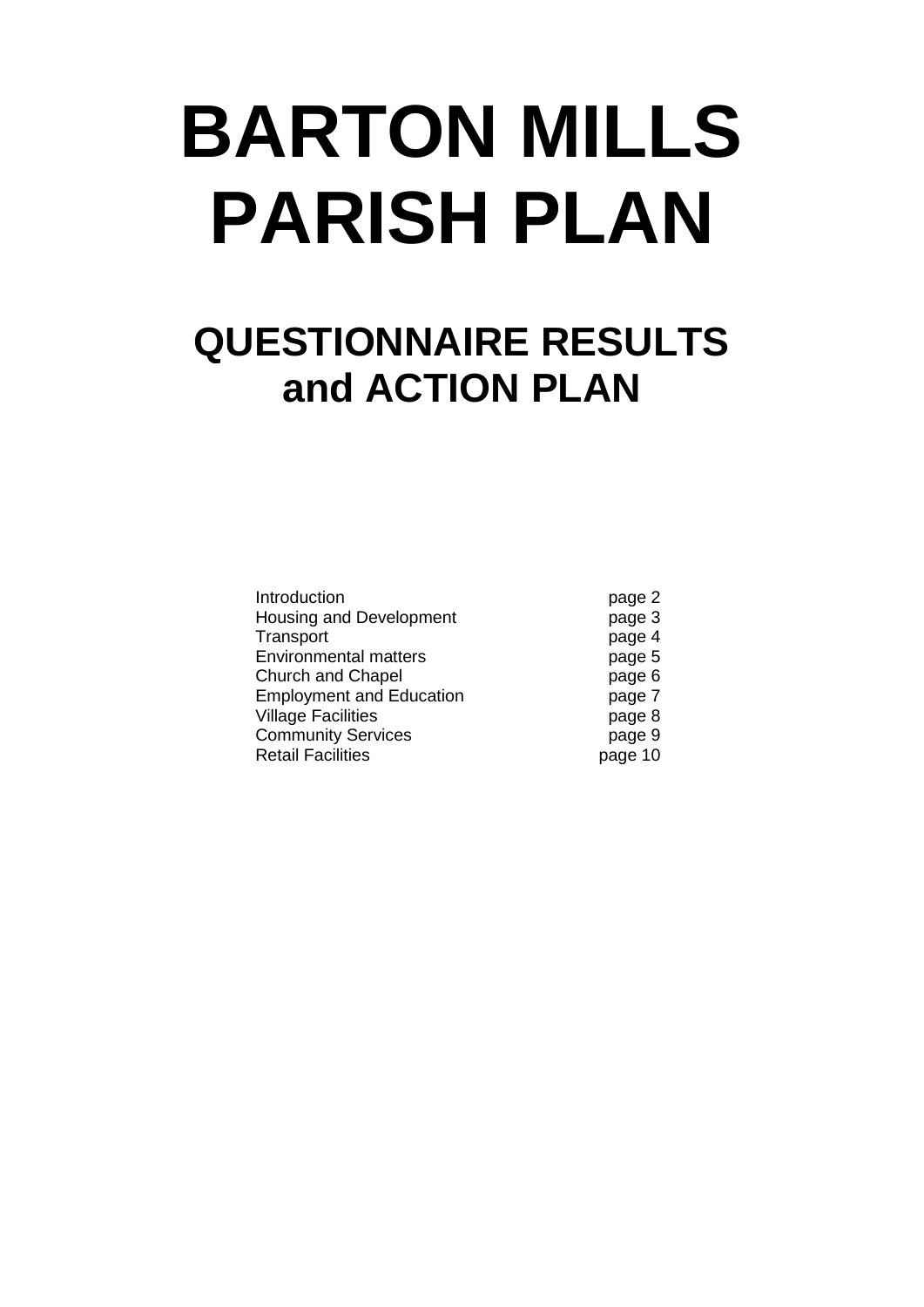# BARTON MILLS PARISH PLAN

## QUESTIONNAIRE RESULTS and ACTION PLAN

| | |
|---|---|
| Introduction | page 2 |
| Housing and Development | page 3 |
| Transport | page 4 |
| Environmental matters | page 5 |
| Church and Chapel | page 6 |
| Employment and Education | page 7 |
| Village Facilities | page 8 |
| Community Services | page 9 |
| Retail Facilities | page 10 |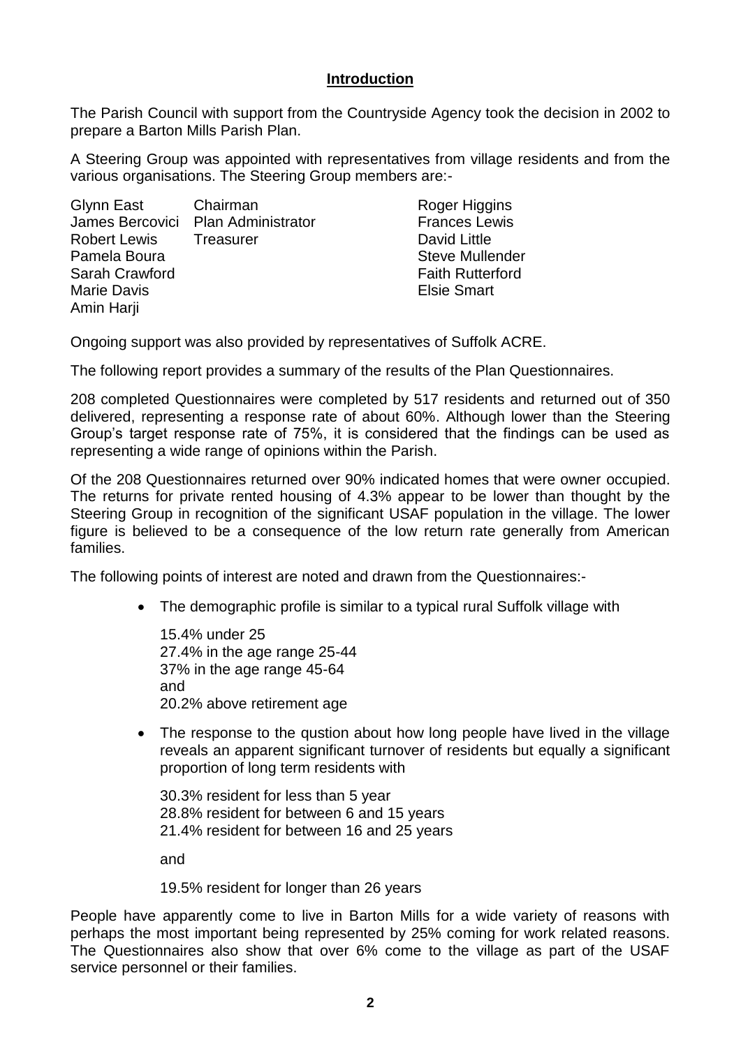## Introduction

The Parish Council with support from the Countryside Agency took the decision in 2002 to prepare a Barton Mills Parish Plan.

A Steering Group was appointed with representatives from village residents and from the various organisations. The Steering Group members are:-

| | | |
|---|---|---|
| Glynn East | Chairman | Roger Higgins |
| James Bercovici | Plan Administrator | Frances Lewis |
| Robert Lewis | Treasurer | David Little |
| Pamela Boura | | Steve Mullender |
| Sarah Crawford | | Faith Rutterford |
| Marie Davis | | Elsie Smart |
| Amin Harji | | |

Ongoing support was also provided by representatives of Suffolk ACRE.

The following report provides a summary of the results of the Plan Questionnaires.

208 completed Questionnaires were completed by 517 residents and returned out of 350 delivered, representing a response rate of about 60%. Although lower than the Steering Group's target response rate of 75%, it is considered that the findings can be used as representing a wide range of opinions within the Parish.

Of the 208 Questionnaires returned over 90% indicated homes that were owner occupied. The returns for private rented housing of 4.3% appear to be lower than thought by the Steering Group in recognition of the significant USAF population in the village. The lower figure is believed to be a consequence of the low return rate generally from American families.

The following points of interest are noted and drawn from the Questionnaires:-

- The demographic profile is similar to a typical rural Suffolk village with

  15.4% under 25
  27.4% in the age range 25-44
  37% in the age range 45-64
  and
  20.2% above retirement age

- The response to the qustion about how long people have lived in the village reveals an apparent significant turnover of residents but equally a significant proportion of long term residents with

  30.3% resident for less than 5 year
  28.8% resident for between 6 and 15 years
  21.4% resident for between 16 and 25 years

  and

  19.5% resident for longer than 26 years

People have apparently come to live in Barton Mills for a wide variety of reasons with perhaps the most important being represented by 25% coming for work related reasons. The Questionnaires also show that over 6% come to the village as part of the USAF service personnel or their families.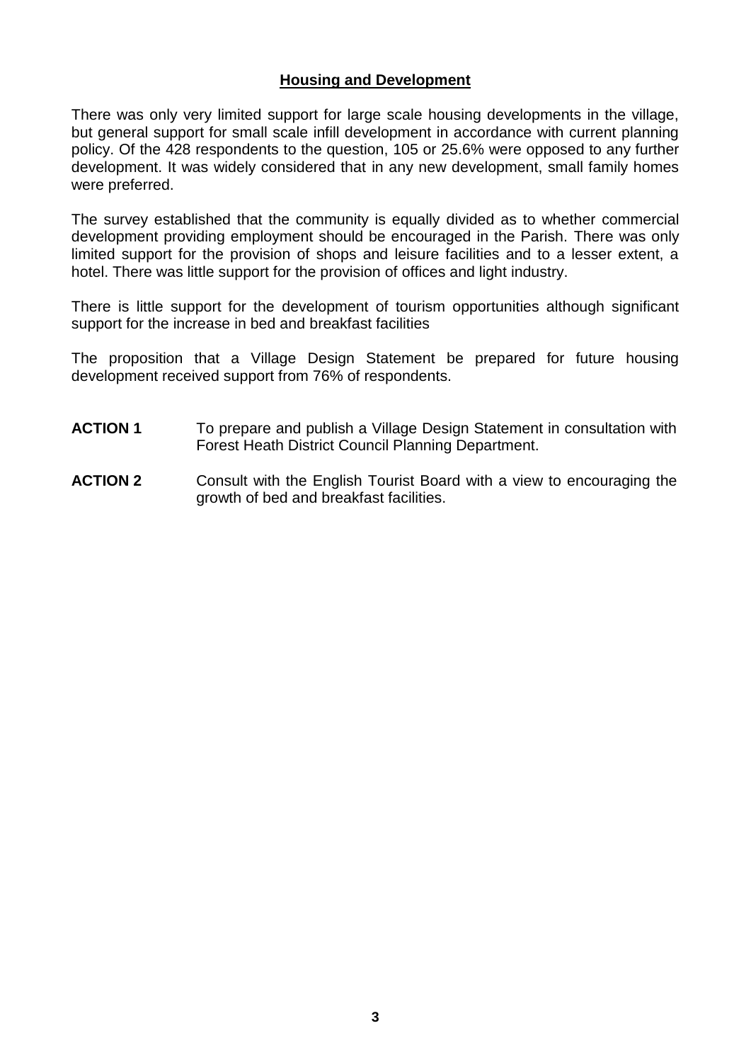## Housing and Development

There was only very limited support for large scale housing developments in the village, but general support for small scale infill development in accordance with current planning policy. Of the 428 respondents to the question, 105 or 25.6% were opposed to any further development. It was widely considered that in any new development, small family homes were preferred.

The survey established that the community is equally divided as to whether commercial development providing employment should be encouraged in the Parish. There was only limited support for the provision of shops and leisure facilities and to a lesser extent, a hotel. There was little support for the provision of offices and light industry.

There is little support for the development of tourism opportunities although significant support for the increase in bed and breakfast facilities

The proposition that a Village Design Statement be prepared for future housing development received support from 76% of respondents.

**ACTION 1** To prepare and publish a Village Design Statement in consultation with Forest Heath District Council Planning Department.

**ACTION 2** Consult with the English Tourist Board with a view to encouraging the growth of bed and breakfast facilities.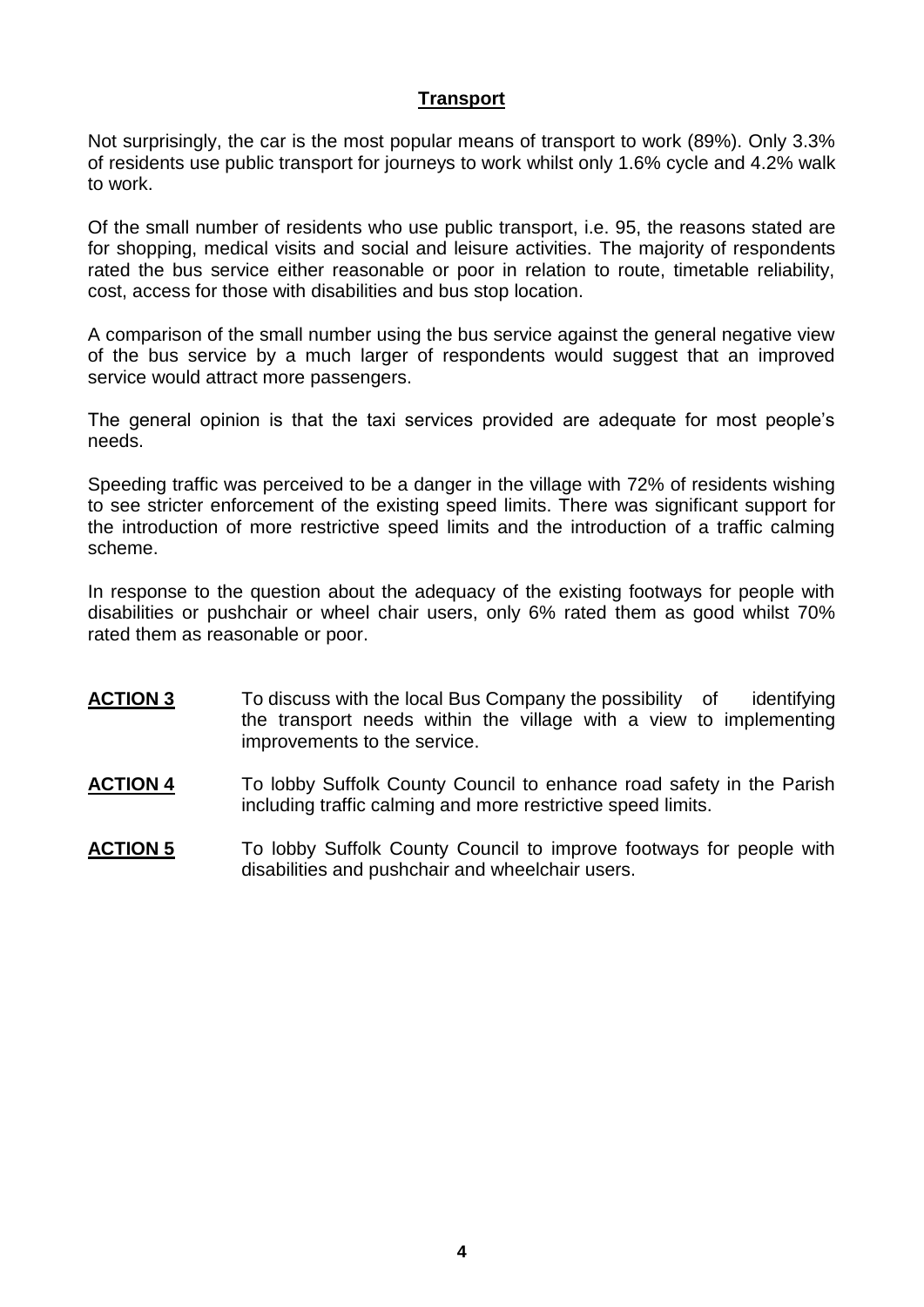## Transport

Not surprisingly, the car is the most popular means of transport to work (89%). Only 3.3% of residents use public transport for journeys to work whilst only 1.6% cycle and 4.2% walk to work.

Of the small number of residents who use public transport, i.e. 95, the reasons stated are for shopping, medical visits and social and leisure activities. The majority of respondents rated the bus service either reasonable or poor in relation to route, timetable reliability, cost, access for those with disabilities and bus stop location.

A comparison of the small number using the bus service against the general negative view of the bus service by a much larger of respondents would suggest that an improved service would attract more passengers.

The general opinion is that the taxi services provided are adequate for most people's needs.

Speeding traffic was perceived to be a danger in the village with 72% of residents wishing to see stricter enforcement of the existing speed limits. There was significant support for the introduction of more restrictive speed limits and the introduction of a traffic calming scheme.

In response to the question about the adequacy of the existing footways for people with disabilities or pushchair or wheel chair users, only 6% rated them as good whilst 70% rated them as reasonable or poor.

**ACTION 3** To discuss with the local Bus Company the possibility of identifying the transport needs within the village with a view to implementing improvements to the service.

**ACTION 4** To lobby Suffolk County Council to enhance road safety in the Parish including traffic calming and more restrictive speed limits.

**ACTION 5** To lobby Suffolk County Council to improve footways for people with disabilities and pushchair and wheelchair users.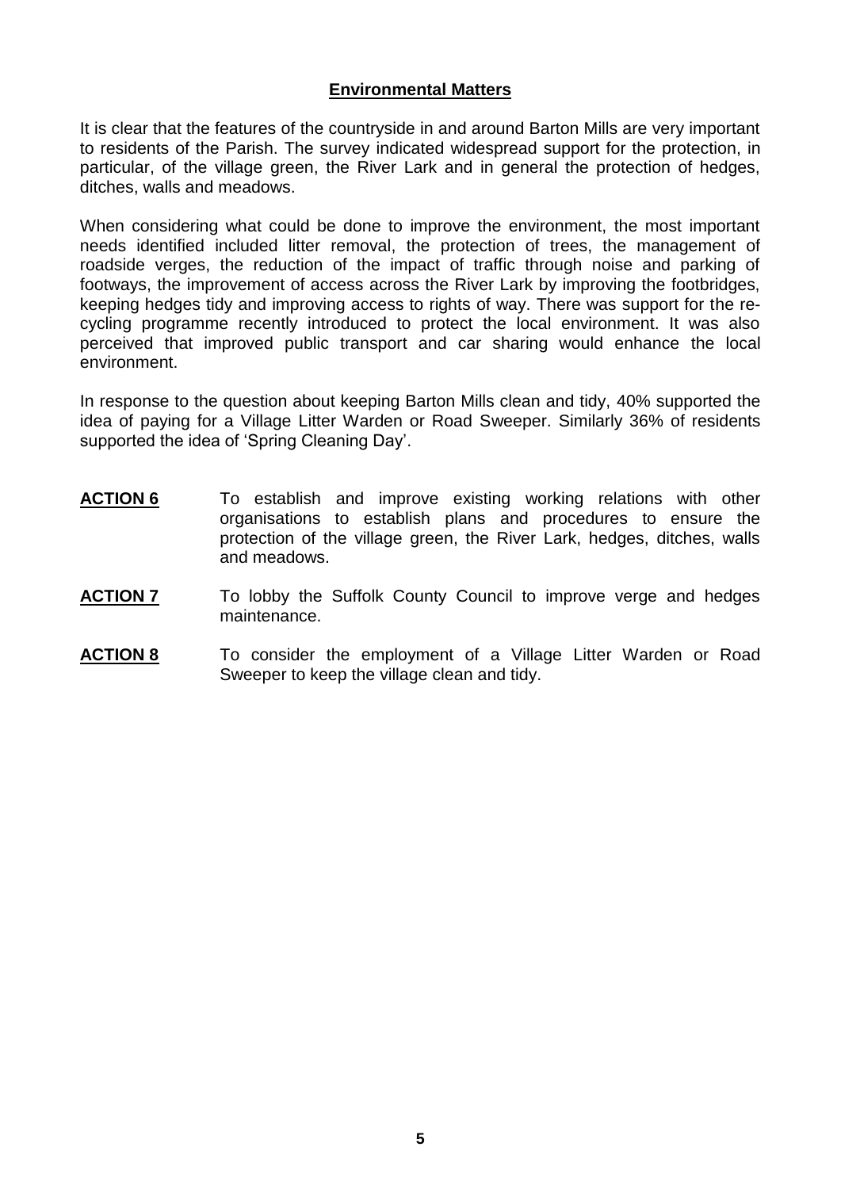## Environmental Matters

It is clear that the features of the countryside in and around Barton Mills are very important to residents of the Parish. The survey indicated widespread support for the protection, in particular, of the village green, the River Lark and in general the protection of hedges, ditches, walls and meadows.

When considering what could be done to improve the environment, the most important needs identified included litter removal, the protection of trees, the management of roadside verges, the reduction of the impact of traffic through noise and parking of footways, the improvement of access across the River Lark by improving the footbridges, keeping hedges tidy and improving access to rights of way. There was support for the re-cycling programme recently introduced to protect the local environment. It was also perceived that improved public transport and car sharing would enhance the local environment.

In response to the question about keeping Barton Mills clean and tidy, 40% supported the idea of paying for a Village Litter Warden or Road Sweeper. Similarly 36% of residents supported the idea of 'Spring Cleaning Day'.

**ACTION 6** To establish and improve existing working relations with other organisations to establish plans and procedures to ensure the protection of the village green, the River Lark, hedges, ditches, walls and meadows.

**ACTION 7** To lobby the Suffolk County Council to improve verge and hedges maintenance.

**ACTION 8** To consider the employment of a Village Litter Warden or Road Sweeper to keep the village clean and tidy.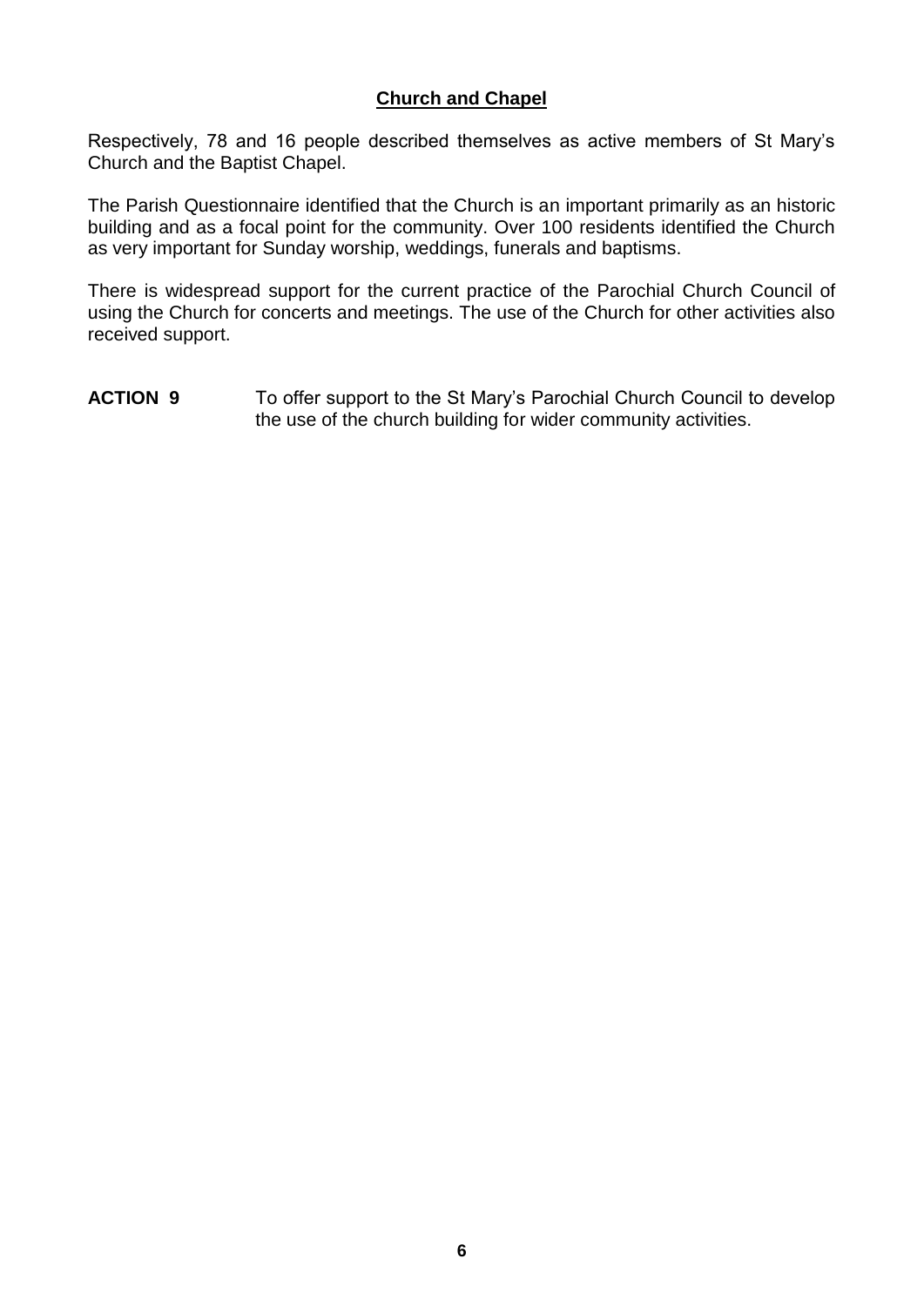## Church and Chapel

Respectively, 78 and 16 people described themselves as active members of St Mary's Church and the Baptist Chapel.

The Parish Questionnaire identified that the Church is an important primarily as an historic building and as a focal point for the community. Over 100 residents identified the Church as very important for Sunday worship, weddings, funerals and baptisms.

There is widespread support for the current practice of the Parochial Church Council of using the Church for concerts and meetings. The use of the Church for other activities also received support.

**ACTION 9** To offer support to the St Mary's Parochial Church Council to develop the use of the church building for wider community activities.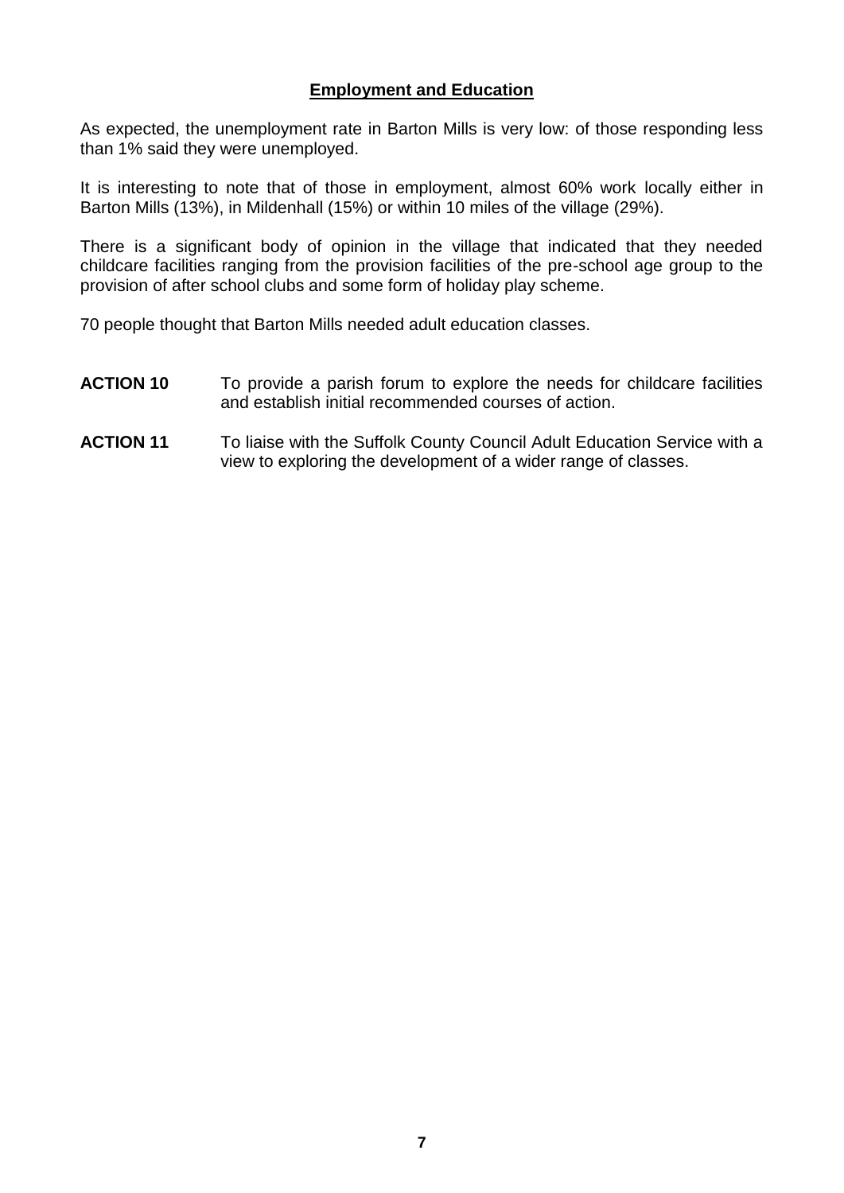## Employment and Education

As expected, the unemployment rate in Barton Mills is very low: of those responding less than 1% said they were unemployed.

It is interesting to note that of those in employment, almost 60% work locally either in Barton Mills (13%), in Mildenhall (15%) or within 10 miles of the village (29%).

There is a significant body of opinion in the village that indicated that they needed childcare facilities ranging from the provision facilities of the pre-school age group to the provision of after school clubs and some form of holiday play scheme.

70 people thought that Barton Mills needed adult education classes.

**ACTION 10** To provide a parish forum to explore the needs for childcare facilities and establish initial recommended courses of action.

**ACTION 11** To liaise with the Suffolk County Council Adult Education Service with a view to exploring the development of a wider range of classes.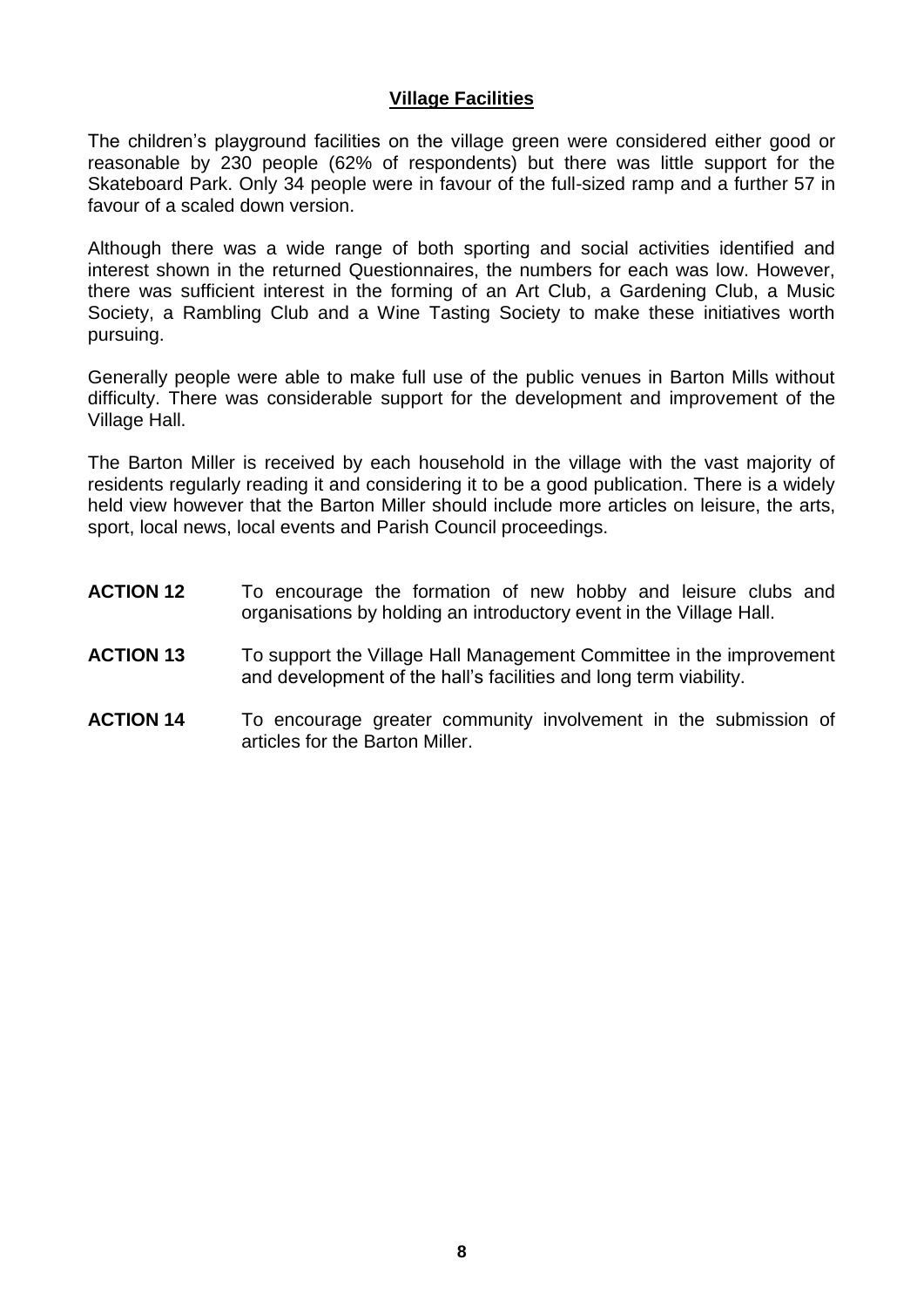## Village Facilities

The children's playground facilities on the village green were considered either good or reasonable by 230 people (62% of respondents) but there was little support for the Skateboard Park. Only 34 people were in favour of the full-sized ramp and a further 57 in favour of a scaled down version.

Although there was a wide range of both sporting and social activities identified and interest shown in the returned Questionnaires, the numbers for each was low. However, there was sufficient interest in the forming of an Art Club, a Gardening Club, a Music Society, a Rambling Club and a Wine Tasting Society to make these initiatives worth pursuing.

Generally people were able to make full use of the public venues in Barton Mills without difficulty. There was considerable support for the development and improvement of the Village Hall.

The Barton Miller is received by each household in the village with the vast majority of residents regularly reading it and considering it to be a good publication. There is a widely held view however that the Barton Miller should include more articles on leisure, the arts, sport, local news, local events and Parish Council proceedings.

**ACTION 12** To encourage the formation of new hobby and leisure clubs and organisations by holding an introductory event in the Village Hall.

**ACTION 13** To support the Village Hall Management Committee in the improvement and development of the hall's facilities and long term viability.

**ACTION 14** To encourage greater community involvement in the submission of articles for the Barton Miller.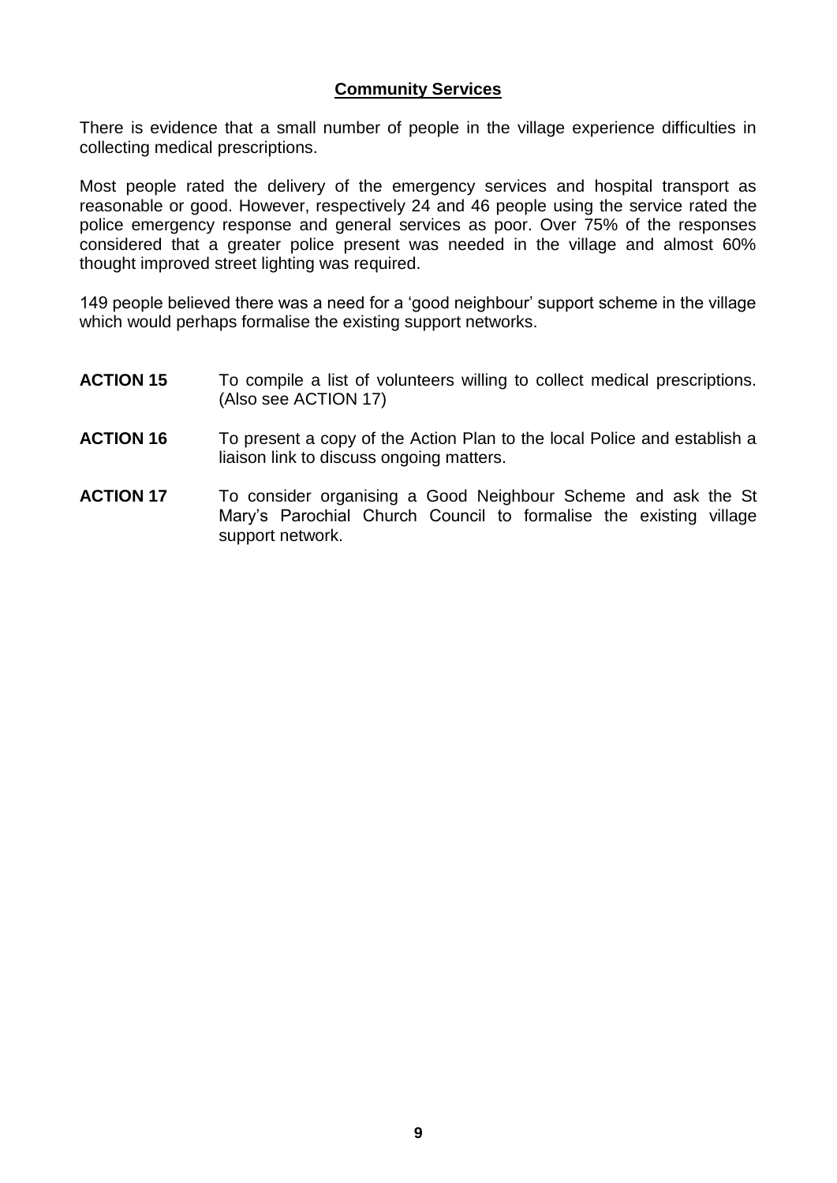## Community Services

There is evidence that a small number of people in the village experience difficulties in collecting medical prescriptions.

Most people rated the delivery of the emergency services and hospital transport as reasonable or good. However, respectively 24 and 46 people using the service rated the police emergency response and general services as poor. Over 75% of the responses considered that a greater police present was needed in the village and almost 60% thought improved street lighting was required.

149 people believed there was a need for a 'good neighbour' support scheme in the village which would perhaps formalise the existing support networks.

**ACTION 15** To compile a list of volunteers willing to collect medical prescriptions. (Also see ACTION 17)

**ACTION 16** To present a copy of the Action Plan to the local Police and establish a liaison link to discuss ongoing matters.

**ACTION 17** To consider organising a Good Neighbour Scheme and ask the St Mary's Parochial Church Council to formalise the existing village support network.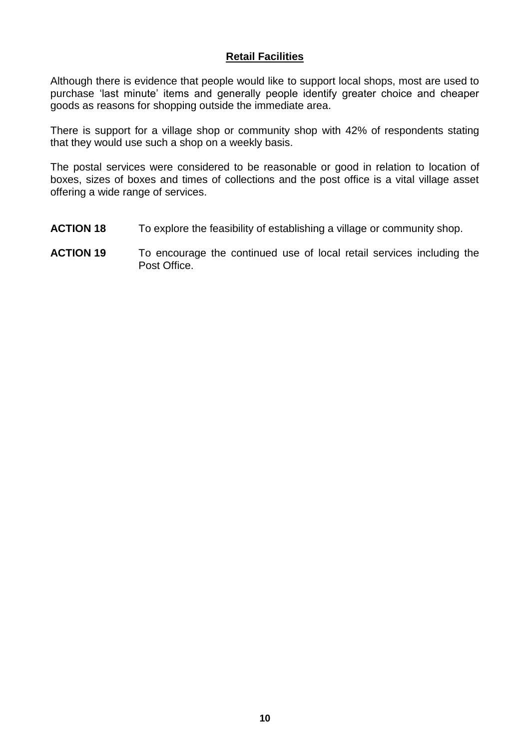## Retail Facilities

Although there is evidence that people would like to support local shops, most are used to purchase 'last minute' items and generally people identify greater choice and cheaper goods as reasons for shopping outside the immediate area.

There is support for a village shop or community shop with 42% of respondents stating that they would use such a shop on a weekly basis.

The postal services were considered to be reasonable or good in relation to location of boxes, sizes of boxes and times of collections and the post office is a vital village asset offering a wide range of services.

**ACTION 18** To explore the feasibility of establishing a village or community shop.

**ACTION 19** To encourage the continued use of local retail services including the Post Office.